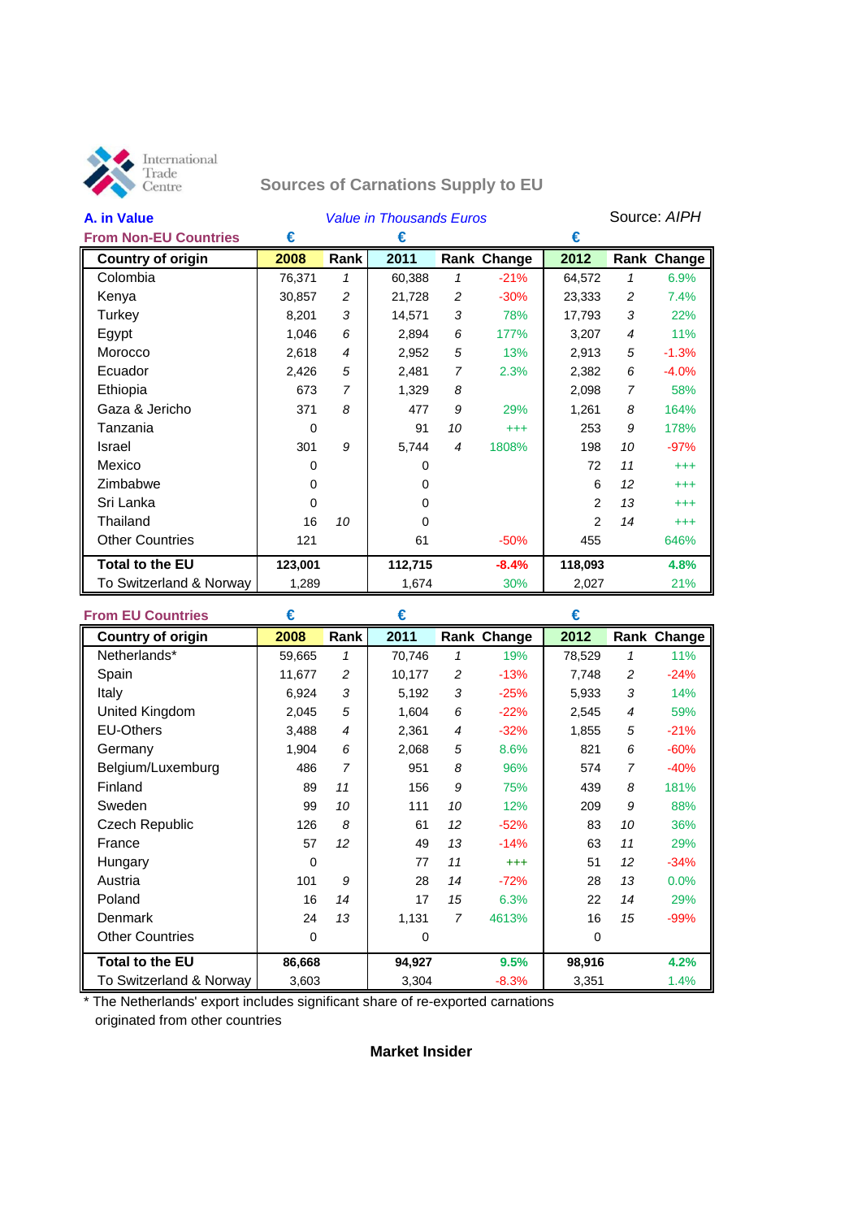International Trade Centre

# Sources of Carnations Supply to EU

**A. in Value** — *Value in Thousands Euros* — Source: *AIPH*

**From Non-EU Countries**

| Country of origin | 2008 € | Rank | 2011 € | Rank | Change | 2012 € | Rank | Change |
|---|---|---|---|---|---|---|---|---|
| Colombia | 76,371 | 1 | 60,388 | 1 | -21% | 64,572 | 1 | 6.9% |
| Kenya | 30,857 | 2 | 21,728 | 2 | -30% | 23,333 | 2 | 7.4% |
| Turkey | 8,201 | 3 | 14,571 | 3 | 78% | 17,793 | 3 | 22% |
| Egypt | 1,046 | 6 | 2,894 | 6 | 177% | 3,207 | 4 | 11% |
| Morocco | 2,618 | 4 | 2,952 | 5 | 13% | 2,913 | 5 | -1.3% |
| Ecuador | 2,426 | 5 | 2,481 | 7 | 2.3% | 2,382 | 6 | -4.0% |
| Ethiopia | 673 | 7 | 1,329 | 8 | | 2,098 | 7 | 58% |
| Gaza & Jericho | 371 | 8 | 477 | 9 | 29% | 1,261 | 8 | 164% |
| Tanzania | 0 | | 91 | 10 | +++ | 253 | 9 | 178% |
| Israel | 301 | 9 | 5,744 | 4 | 1808% | 198 | 10 | -97% |
| Mexico | 0 | | 0 | | | 72 | 11 | +++ |
| Zimbabwe | 0 | | 0 | | | 6 | 12 | +++ |
| Sri Lanka | 0 | | 0 | | | 2 | 13 | +++ |
| Thailand | 16 | 10 | 0 | | | 2 | 14 | +++ |
| Other Countries | 121 | | 61 | | -50% | 455 | | 646% |
| **Total to the EU** | **123,001** | | **112,715** | | **-8.4%** | **118,093** | | **4.8%** |
| To Switzerland & Norway | 1,289 | | 1,674 | | 30% | 2,027 | | 21% |

**From EU Countries**

| Country of origin | 2008 € | Rank | 2011 € | Rank | Change | 2012 € | Rank | Change |
|---|---|---|---|---|---|---|---|---|
| Netherlands* | 59,665 | 1 | 70,746 | 1 | 19% | 78,529 | 1 | 11% |
| Spain | 11,677 | 2 | 10,177 | 2 | -13% | 7,748 | 2 | -24% |
| Italy | 6,924 | 3 | 5,192 | 3 | -25% | 5,933 | 3 | 14% |
| United Kingdom | 2,045 | 5 | 1,604 | 6 | -22% | 2,545 | 4 | 59% |
| EU-Others | 3,488 | 4 | 2,361 | 4 | -32% | 1,855 | 5 | -21% |
| Germany | 1,904 | 6 | 2,068 | 5 | 8.6% | 821 | 6 | -60% |
| Belgium/Luxemburg | 486 | 7 | 951 | 8 | 96% | 574 | 7 | -40% |
| Finland | 89 | 11 | 156 | 9 | 75% | 439 | 8 | 181% |
| Sweden | 99 | 10 | 111 | 10 | 12% | 209 | 9 | 88% |
| Czech Republic | 126 | 8 | 61 | 12 | -52% | 83 | 10 | 36% |
| France | 57 | 12 | 49 | 13 | -14% | 63 | 11 | 29% |
| Hungary | 0 | | 77 | 11 | +++ | 51 | 12 | -34% |
| Austria | 101 | 9 | 28 | 14 | -72% | 28 | 13 | 0.0% |
| Poland | 16 | 14 | 17 | 15 | 6.3% | 22 | 14 | 29% |
| Denmark | 24 | 13 | 1,131 | 7 | 4613% | 16 | 15 | -99% |
| Other Countries | 0 | | 0 | | | 0 | | |
| **Total to the EU** | **86,668** | | **94,927** | | **9.5%** | **98,916** | | **4.2%** |
| To Switzerland & Norway | 3,603 | | 3,304 | | -8.3% | 3,351 | | 1.4% |

* The Netherlands' export includes significant share of re-exported carnations originated from other countries

**Market Insider**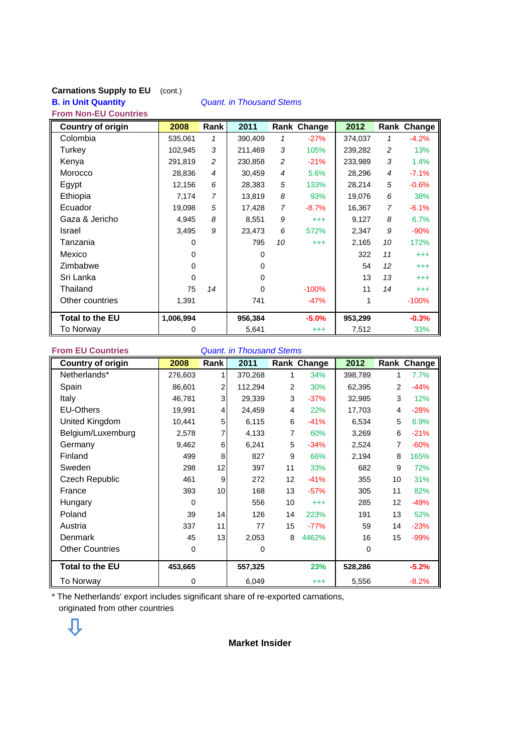**Carnations Supply to EU** (cont.)

**B. in Unit Quantity** *Quant. in Thousand Stems*

**From Non-EU Countries**

| Country of origin | 2008 | Rank | 2011 | Rank | Change | 2012 | Rank | Change |
|---|---|---|---|---|---|---|---|---|
| Colombia | 535,061 | 1 | 390,409 | 1 | -27% | 374,037 | 1 | -4.2% |
| Turkey | 102,945 | 3 | 211,469 | 3 | 105% | 239,282 | 2 | 13% |
| Kenya | 291,819 | 2 | 230,858 | 2 | -21% | 233,989 | 3 | 1.4% |
| Morocco | 28,836 | 4 | 30,459 | 4 | 5.6% | 28,296 | 4 | -7.1% |
| Egypt | 12,156 | 6 | 28,383 | 5 | 133% | 28,214 | 5 | -0.6% |
| Ethiopia | 7,174 | 7 | 13,819 | 8 | 93% | 19,076 | 6 | 38% |
| Ecuador | 19,098 | 5 | 17,428 | 7 | -8.7% | 16,367 | 7 | -6.1% |
| Gaza & Jericho | 4,945 | 8 | 8,551 | 9 | +++ | 9,127 | 8 | 6.7% |
| Israel | 3,495 | 9 | 23,473 | 6 | 572% | 2,347 | 9 | -90% |
| Tanzania | 0 | | 795 | 10 | +++ | 2,165 | 10 | 172% |
| Mexico | 0 | | 0 | | | 322 | 11 | +++ |
| Zimbabwe | 0 | | 0 | | | 54 | 12 | +++ |
| Sri Lanka | 0 | | 0 | | | 13 | 13 | +++ |
| Thailand | 75 | 14 | 0 | | -100% | 11 | 14 | +++ |
| Other countries | 1,391 | | 741 | | -47% | 1 | | -100% |
| **Total to the EU** | **1,006,994** | | **956,384** | | **-5.0%** | **953,299** | | **-0.3%** |
| To Norway | 0 | | 5,641 | | +++ | 7,512 | | 33% |

**From EU Countries** *Quant. in Thousand Stems*

| Country of origin | 2008 | Rank | 2011 | Rank | Change | 2012 | Rank | Change |
|---|---|---|---|---|---|---|---|---|
| Netherlands* | 276,603 | 1 | 370,268 | 1 | 34% | 398,789 | 1 | 7.7% |
| Spain | 86,601 | 2 | 112,294 | 2 | 30% | 62,395 | 2 | -44% |
| Italy | 46,781 | 3 | 29,339 | 3 | -37% | 32,985 | 3 | 12% |
| EU-Others | 19,991 | 4 | 24,459 | 4 | 22% | 17,703 | 4 | -28% |
| United Kingdom | 10,441 | 5 | 6,115 | 6 | -41% | 6,534 | 5 | 6.9% |
| Belgium/Luxemburg | 2,578 | 7 | 4,133 | 7 | 60% | 3,269 | 6 | -21% |
| Germany | 9,462 | 6 | 6,241 | 5 | -34% | 2,524 | 7 | -60% |
| Finland | 499 | 8 | 827 | 9 | 66% | 2,194 | 8 | 165% |
| Sweden | 298 | 12 | 397 | 11 | 33% | 682 | 9 | 72% |
| Czech Republic | 461 | 9 | 272 | 12 | -41% | 355 | 10 | 31% |
| France | 393 | 10 | 168 | 13 | -57% | 305 | 11 | 82% |
| Hungary | 0 | | 556 | 10 | +++ | 285 | 12 | -49% |
| Poland | 39 | 14 | 126 | 14 | 223% | 191 | 13 | 52% |
| Austria | 337 | 11 | 77 | 15 | -77% | 59 | 14 | -23% |
| Denmark | 45 | 13 | 2,053 | 8 | 4462% | 16 | 15 | -99% |
| Other Countries | 0 | | 0 | | | 0 | | |
| **Total to the EU** | **453,665** | | **557,325** | | **23%** | **528,286** | | **-5.2%** |
| To Norway | 0 | | 6,049 | | +++ | 5,556 | | -8.2% |

\* The Netherlands' export includes significant share of re-exported carnations, originated from other countries

⇩

**Market Insider**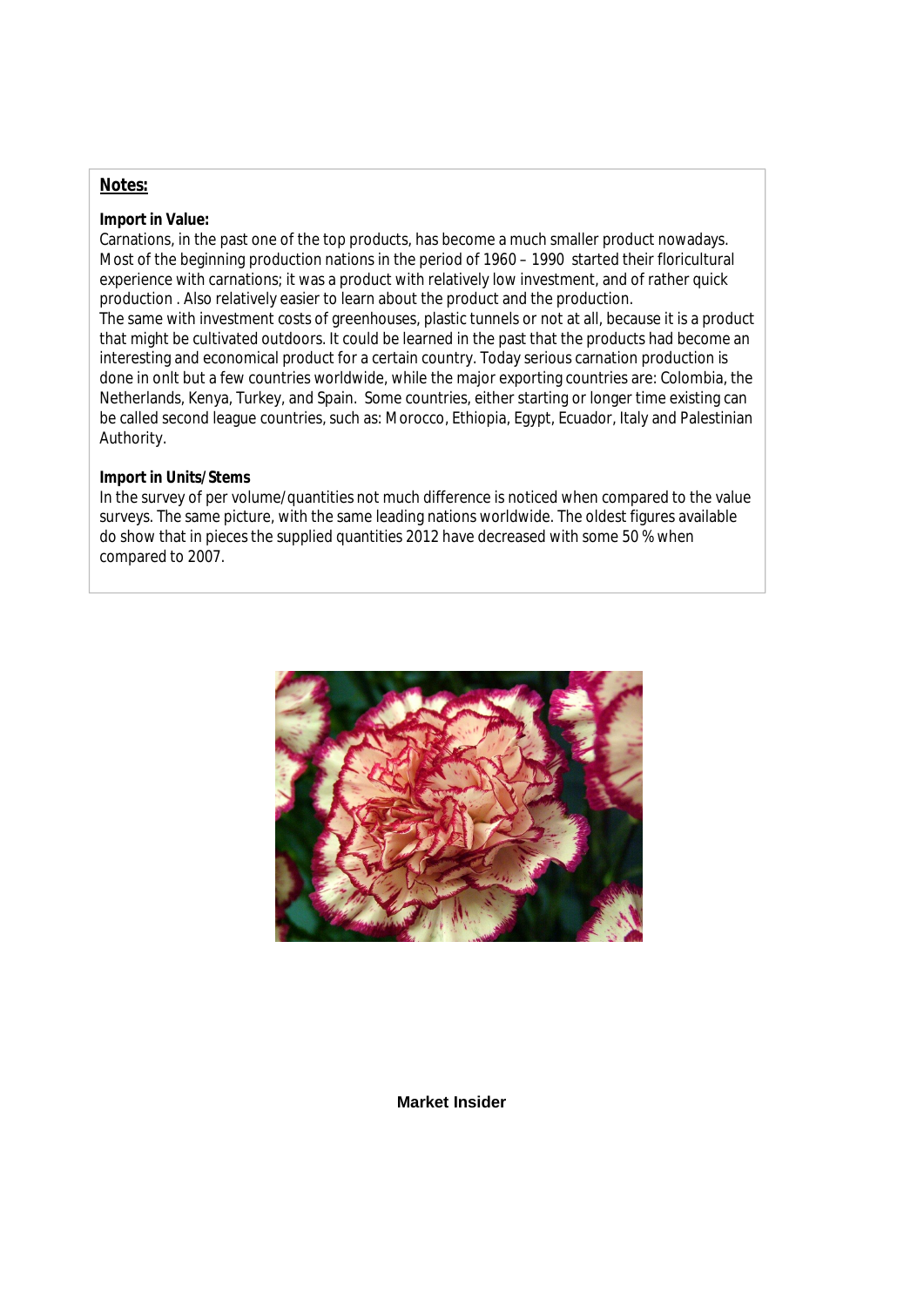**Notes:**

**Import in Value:**

Carnations, in the past one of the top products, has become a much smaller product nowadays. Most of the beginning production nations in the period of 1960 – 1990 started their floricultural experience with carnations; it was a product with relatively low investment, and of rather quick production . Also relatively easier to learn about the product and the production.

The same with investment costs of greenhouses, plastic tunnels or not at all, because it is a product that might be cultivated outdoors. It could be learned in the past that the products had become an interesting and economical product for a certain country. Today serious carnation production is done in onlt but a few countries worldwide, while the major exporting countries are: Colombia, the Netherlands, Kenya, Turkey, and Spain. Some countries, either starting or longer time existing can be called second league countries, such as: Morocco, Ethiopia, Egypt, Ecuador, Italy and Palestinian Authority.

**Import in Units/Stems**

In the survey of per volume/quantities not much difference is noticed when compared to the value surveys. The same picture, with the same leading nations worldwide. The oldest figures available do show that in pieces the supplied quantities 2012 have decreased with some 50 % when compared to 2007.

**Market Insider**